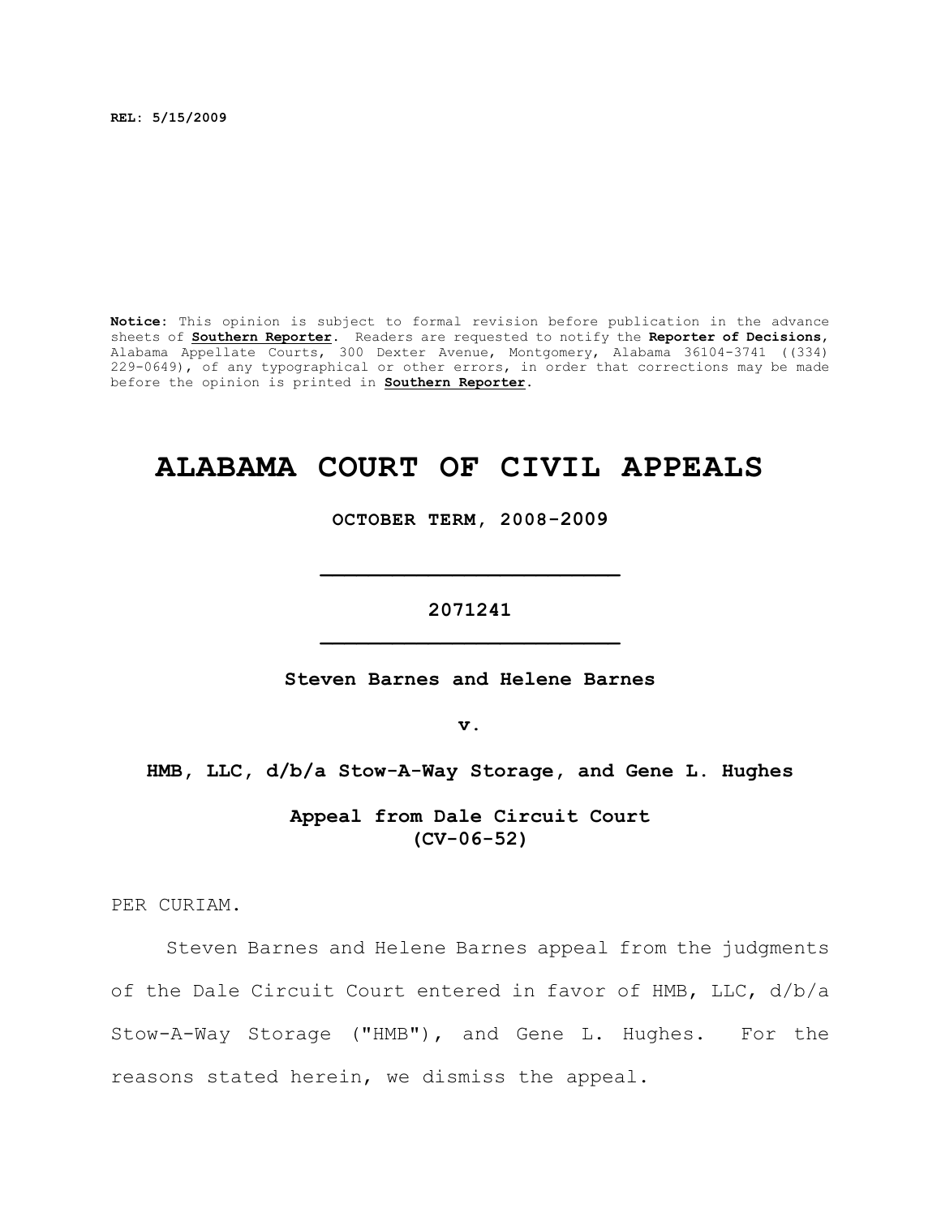**REL: 5/15/2009**

**Notice:** This opinion is subject to formal revision before publication in the advance sheets of **Southern Reporter**. Readers are requested to notify the **Reporter of Decisions**, Alabama Appellate Courts, 300 Dexter Avenue, Montgomery, Alabama 36104-3741 ((334) 229-0649), of any typographical or other errors, in order that corrections may be made before the opinion is printed in **Southern Reporter**.

# ALABAMA COURT OF CIVIL APPEALS

**OCTOBER TERM, 2008-2009**

---

**2071241**

---

**Steven Barnes and Helene Barnes**

**v.**

**HMB, LLC, d/b/a Stow-A-Way Storage, and Gene L. Hughes**

**Appeal from Dale Circuit Court (CV-06-52)**

PER CURIAM.

Steven Barnes and Helene Barnes appeal from the judgments of the Dale Circuit Court entered in favor of HMB, LLC, d/b/a Stow-A-Way Storage ("HMB"), and Gene L. Hughes. For the reasons stated herein, we dismiss the appeal.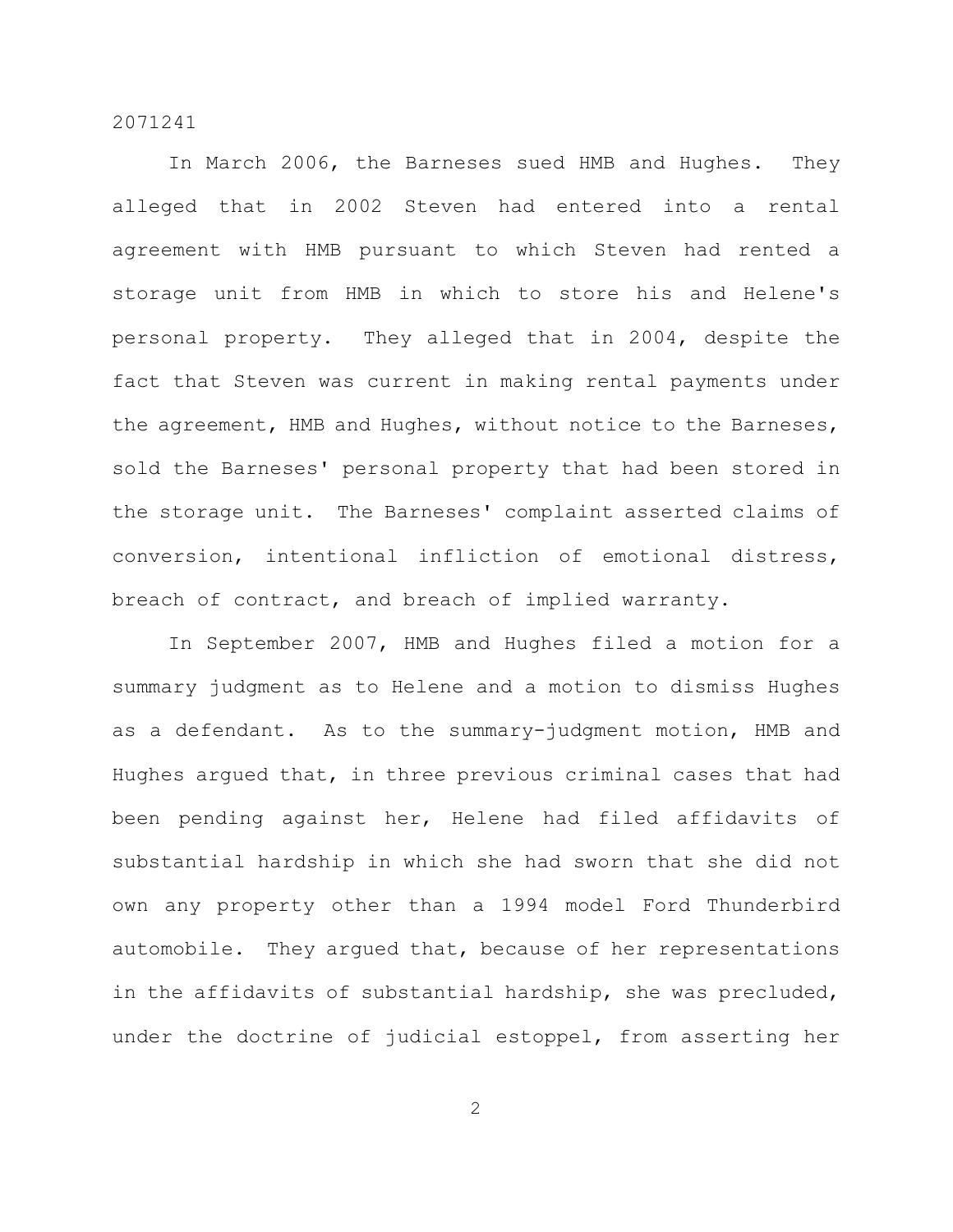In March 2006, the Barneses sued HMB and Hughes. They alleged that in 2002 Steven had entered into a rental agreement with HMB pursuant to which Steven had rented a storage unit from HMB in which to store his and Helene's personal property. They alleged that in 2004, despite the fact that Steven was current in making rental payments under the agreement, HMB and Hughes, without notice to the Barneses, sold the Barneses' personal property that had been stored in the storage unit. The Barneses' complaint asserted claims of conversion, intentional infliction of emotional distress, breach of contract, and breach of implied warranty.

In September 2007, HMB and Hughes filed a motion for a summary judgment as to Helene and a motion to dismiss Hughes as a defendant. As to the summary-judgment motion, HMB and Hughes argued that, in three previous criminal cases that had been pending against her, Helene had filed affidavits of substantial hardship in which she had sworn that she did not own any property other than a 1994 model Ford Thunderbird automobile. They argued that, because of her representations in the affidavits of substantial hardship, she was precluded, under the doctrine of judicial estoppel, from asserting her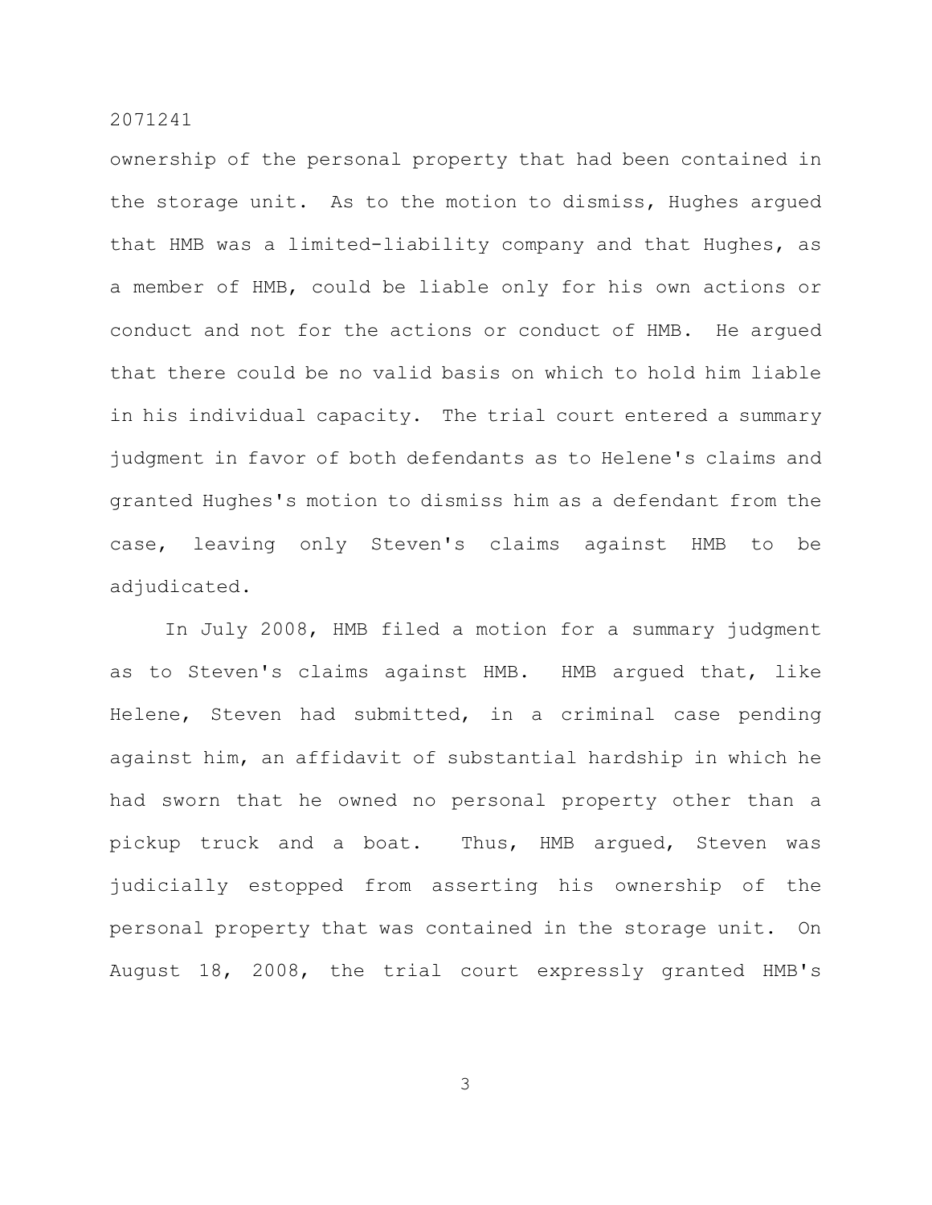ownership of the personal property that had been contained in the storage unit. As to the motion to dismiss, Hughes argued that HMB was a limited-liability company and that Hughes, as a member of HMB, could be liable only for his own actions or conduct and not for the actions or conduct of HMB. He argued that there could be no valid basis on which to hold him liable in his individual capacity. The trial court entered a summary judgment in favor of both defendants as to Helene's claims and granted Hughes's motion to dismiss him as a defendant from the case, leaving only Steven's claims against HMB to be adjudicated.

In July 2008, HMB filed a motion for a summary judgment as to Steven's claims against HMB. HMB argued that, like Helene, Steven had submitted, in a criminal case pending against him, an affidavit of substantial hardship in which he had sworn that he owned no personal property other than a pickup truck and a boat. Thus, HMB argued, Steven was judicially estopped from asserting his ownership of the personal property that was contained in the storage unit. On August 18, 2008, the trial court expressly granted HMB's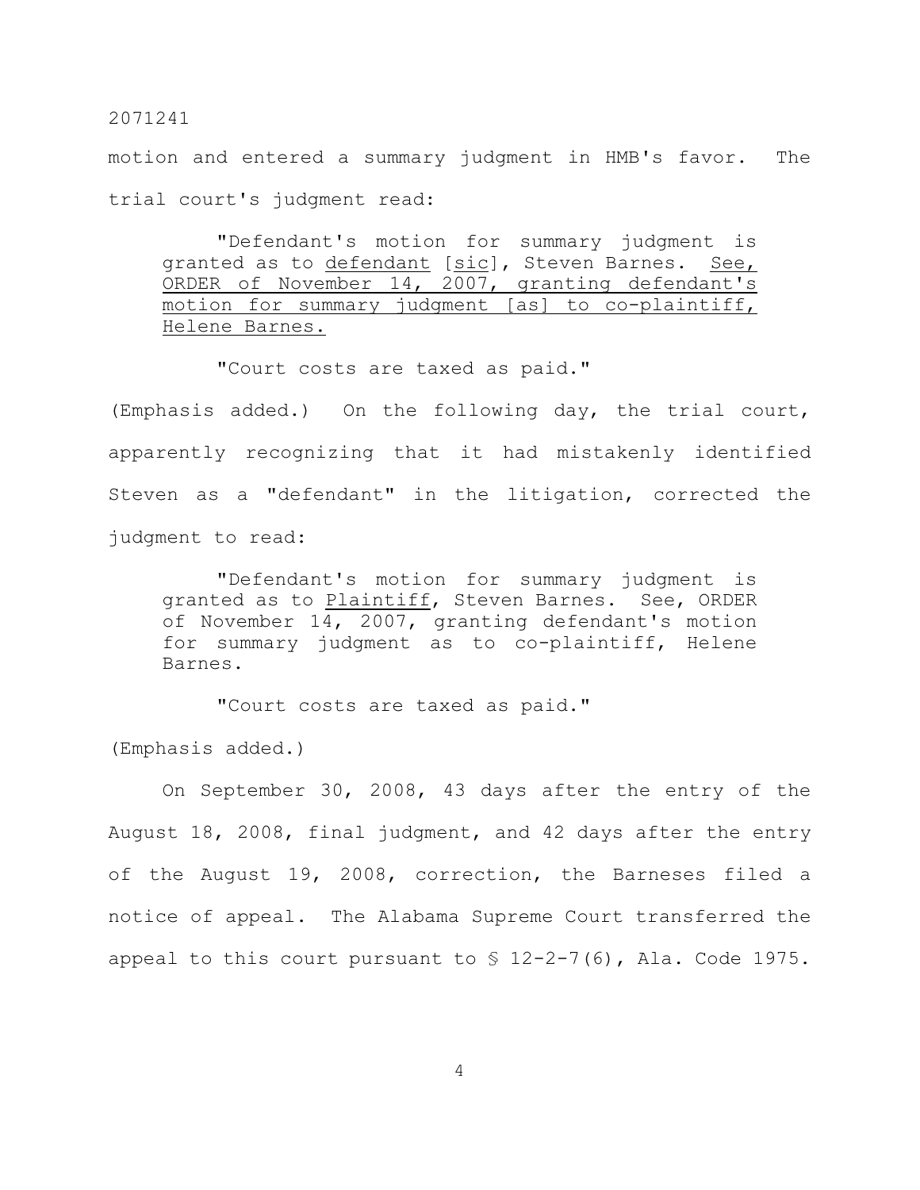motion and entered a summary judgment in HMB's favor. The trial court's judgment read:

> "Defendant's motion for summary judgment is granted as to <u>defendant</u> [<u>sic</u>], Steven Barnes. <u>See, ORDER of November 14, 2007, granting defendant's motion for summary judgment [as] to co-plaintiff, Helene Barnes.</u>
>
> "Court costs are taxed as paid."

(Emphasis added.) On the following day, the trial court, apparently recognizing that it had mistakenly identified Steven as a "defendant" in the litigation, corrected the judgment to read:

> "Defendant's motion for summary judgment is granted as to <u>Plaintiff</u>, Steven Barnes. See, ORDER of November 14, 2007, granting defendant's motion for summary judgment as to co-plaintiff, Helene Barnes.
>
> "Court costs are taxed as paid."

(Emphasis added.)

On September 30, 2008, 43 days after the entry of the August 18, 2008, final judgment, and 42 days after the entry of the August 19, 2008, correction, the Barneses filed a notice of appeal. The Alabama Supreme Court transferred the appeal to this court pursuant to § 12-2-7(6), Ala. Code 1975.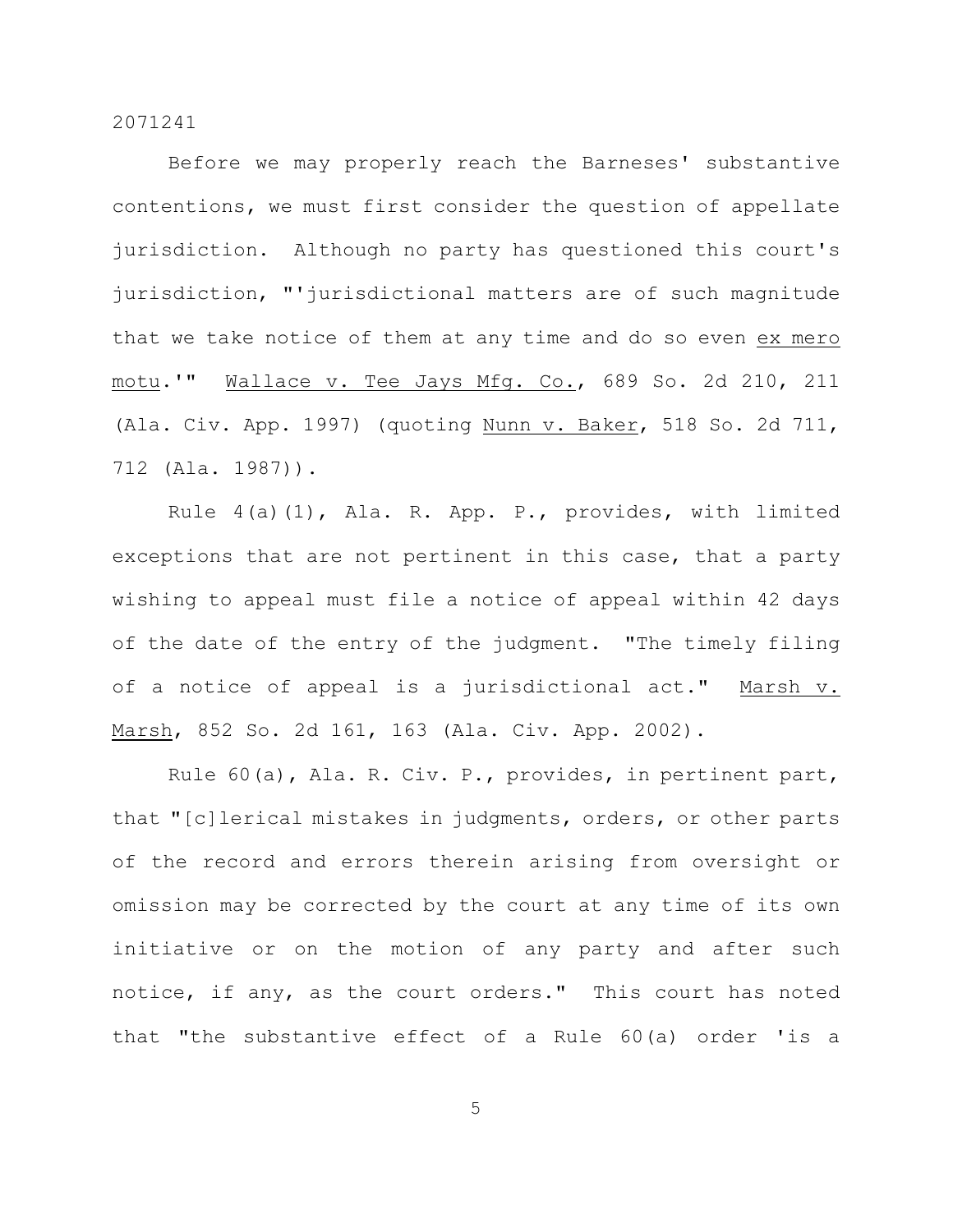Before we may properly reach the Barneses' substantive contentions, we must first consider the question of appellate jurisdiction. Although no party has questioned this court's jurisdiction, "'jurisdictional matters are of such magnitude that we take notice of them at any time and do so even _ex mero motu_.'" _Wallace v. Tee Jays Mfg. Co._, 689 So. 2d 210, 211 (Ala. Civ. App. 1997) (quoting _Nunn v. Baker_, 518 So. 2d 711, 712 (Ala. 1987)).

Rule 4(a)(1), Ala. R. App. P., provides, with limited exceptions that are not pertinent in this case, that a party wishing to appeal must file a notice of appeal within 42 days of the date of the entry of the judgment. "The timely filing of a notice of appeal is a jurisdictional act." _Marsh v. Marsh_, 852 So. 2d 161, 163 (Ala. Civ. App. 2002).

Rule 60(a), Ala. R. Civ. P., provides, in pertinent part, that "[c]lerical mistakes in judgments, orders, or other parts of the record and errors therein arising from oversight or omission may be corrected by the court at any time of its own initiative or on the motion of any party and after such notice, if any, as the court orders." This court has noted that "the substantive effect of a Rule 60(a) order 'is a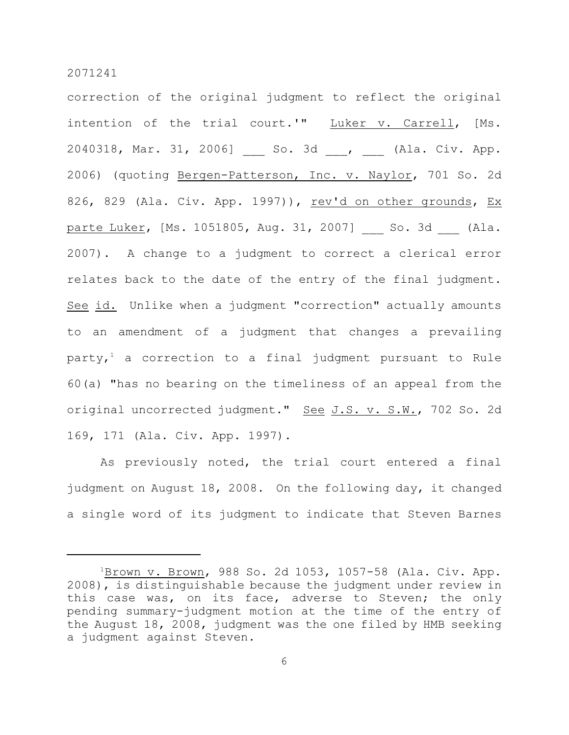correction of the original judgment to reflect the original intention of the trial court.'" Luker v. Carrell, [Ms. 2040318, Mar. 31, 2006] ___ So. 3d ___, ___ (Ala. Civ. App. 2006) (quoting Bergen-Patterson, Inc. v. Naylor, 701 So. 2d 826, 829 (Ala. Civ. App. 1997)), rev'd on other grounds, Ex parte Luker, [Ms. 1051805, Aug. 31, 2007] ___ So. 3d ___ (Ala. 2007). A change to a judgment to correct a clerical error relates back to the date of the entry of the final judgment. See id. Unlike when a judgment "correction" actually amounts to an amendment of a judgment that changes a prevailing party,[1] a correction to a final judgment pursuant to Rule 60(a) "has no bearing on the timeliness of an appeal from the original uncorrected judgment." See J.S. v. S.W., 702 So. 2d 169, 171 (Ala. Civ. App. 1997).

As previously noted, the trial court entered a final judgment on August 18, 2008. On the following day, it changed a single word of its judgment to indicate that Steven Barnes

[1] Brown v. Brown, 988 So. 2d 1053, 1057-58 (Ala. Civ. App. 2008), is distinguishable because the judgment under review in this case was, on its face, adverse to Steven; the only pending summary-judgment motion at the time of the entry of the August 18, 2008, judgment was the one filed by HMB seeking a judgment against Steven.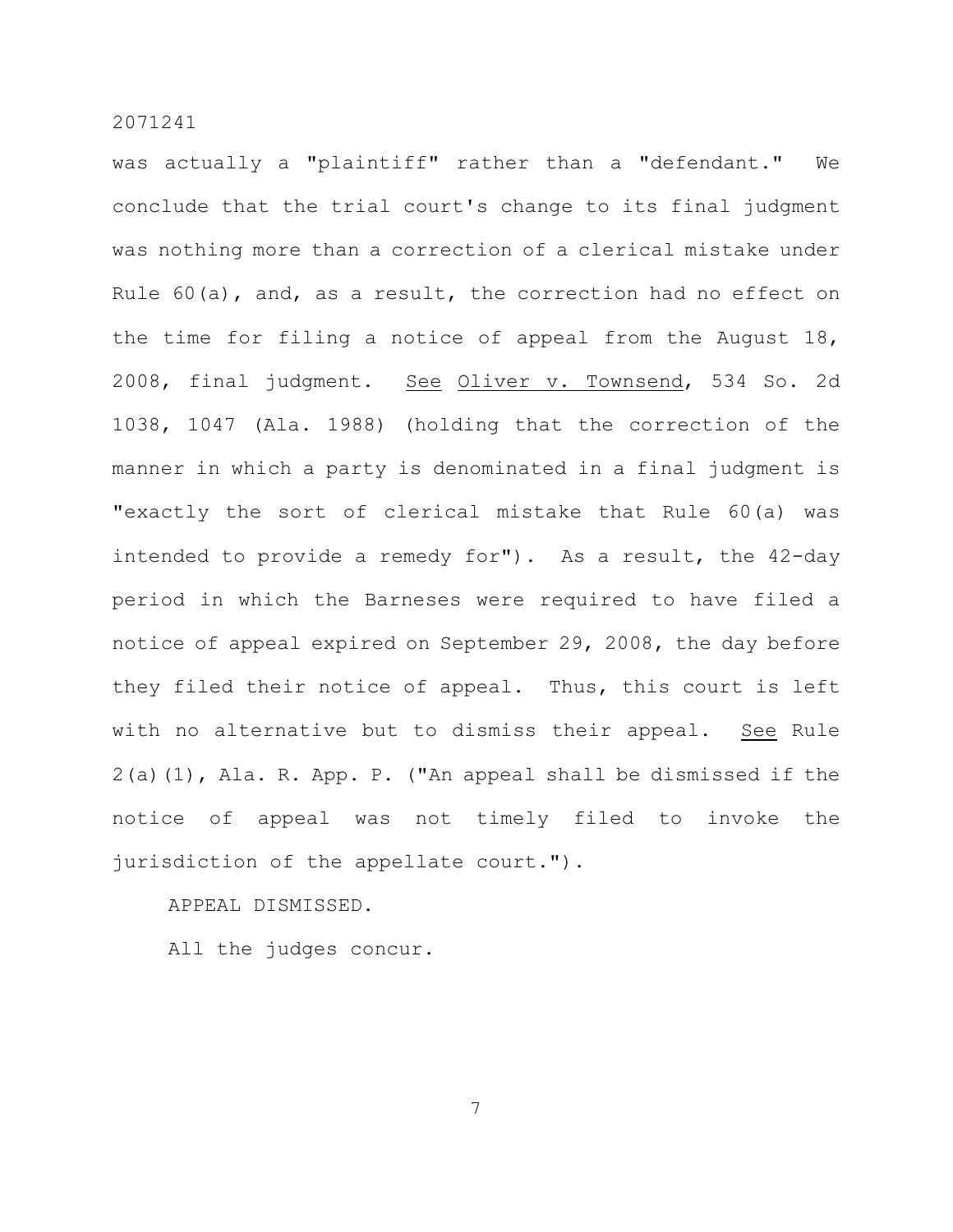was actually a "plaintiff" rather than a "defendant." We conclude that the trial court's change to its final judgment was nothing more than a correction of a clerical mistake under Rule 60(a), and, as a result, the correction had no effect on the time for filing a notice of appeal from the August 18, 2008, final judgment. _See_ _Oliver v. Townsend_, 534 So. 2d 1038, 1047 (Ala. 1988) (holding that the correction of the manner in which a party is denominated in a final judgment is "exactly the sort of clerical mistake that Rule 60(a) was intended to provide a remedy for"). As a result, the 42-day period in which the Barneses were required to have filed a notice of appeal expired on September 29, 2008, the day before they filed their notice of appeal. Thus, this court is left with no alternative but to dismiss their appeal. _See_ Rule 2(a)(1), Ala. R. App. P. ("An appeal shall be dismissed if the notice of appeal was not timely filed to invoke the jurisdiction of the appellate court.").

APPEAL DISMISSED.

All the judges concur.